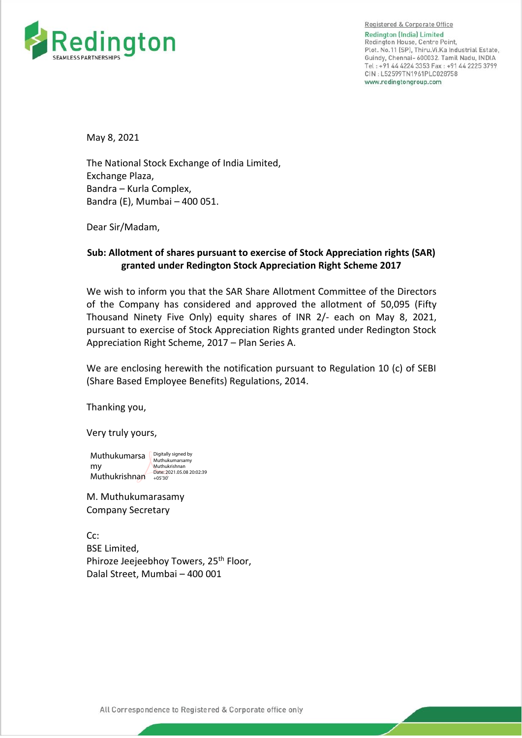Registered & Corporate Office

**Redington (India) Limited**
Redington House, Centre Point,
Plot. No.11 (SP), Thiru.Vi.Ka Industrial Estate,
Guindy, Chennai- 600032. Tamil Nadu, INDIA
Tel : +91 44 4224 3353 Fax : +91 44 2225 3799
CIN : L52599TN1961PLC028758
www.redingtongroup.com

May 8, 2021

The National Stock Exchange of India Limited,
Exchange Plaza,
Bandra – Kurla Complex,
Bandra (E), Mumbai – 400 051.

Dear Sir/Madam,

**Sub: Allotment of shares pursuant to exercise of Stock Appreciation rights (SAR) granted under Redington Stock Appreciation Right Scheme 2017**

We wish to inform you that the SAR Share Allotment Committee of the Directors of the Company has considered and approved the allotment of 50,095 (Fifty Thousand Ninety Five Only) equity shares of INR 2/- each on May 8, 2021, pursuant to exercise of Stock Appreciation Rights granted under Redington Stock Appreciation Right Scheme, 2017 – Plan Series A.

We are enclosing herewith the notification pursuant to Regulation 10 (c) of SEBI (Share Based Employee Benefits) Regulations, 2014.

Thanking you,

Very truly yours,

Muthukumarsamy Muthukrishnan
Digitally signed by Muthukumarsamy Muthukrishnan
Date: 2021.05.08 20:02:39 +05'30'

M. Muthukumarasamy
Company Secretary

Cc:
BSE Limited,
Phiroze Jeejeebhoy Towers, 25th Floor,
Dalal Street, Mumbai – 400 001

All Correspondence to Registered & Corporate office only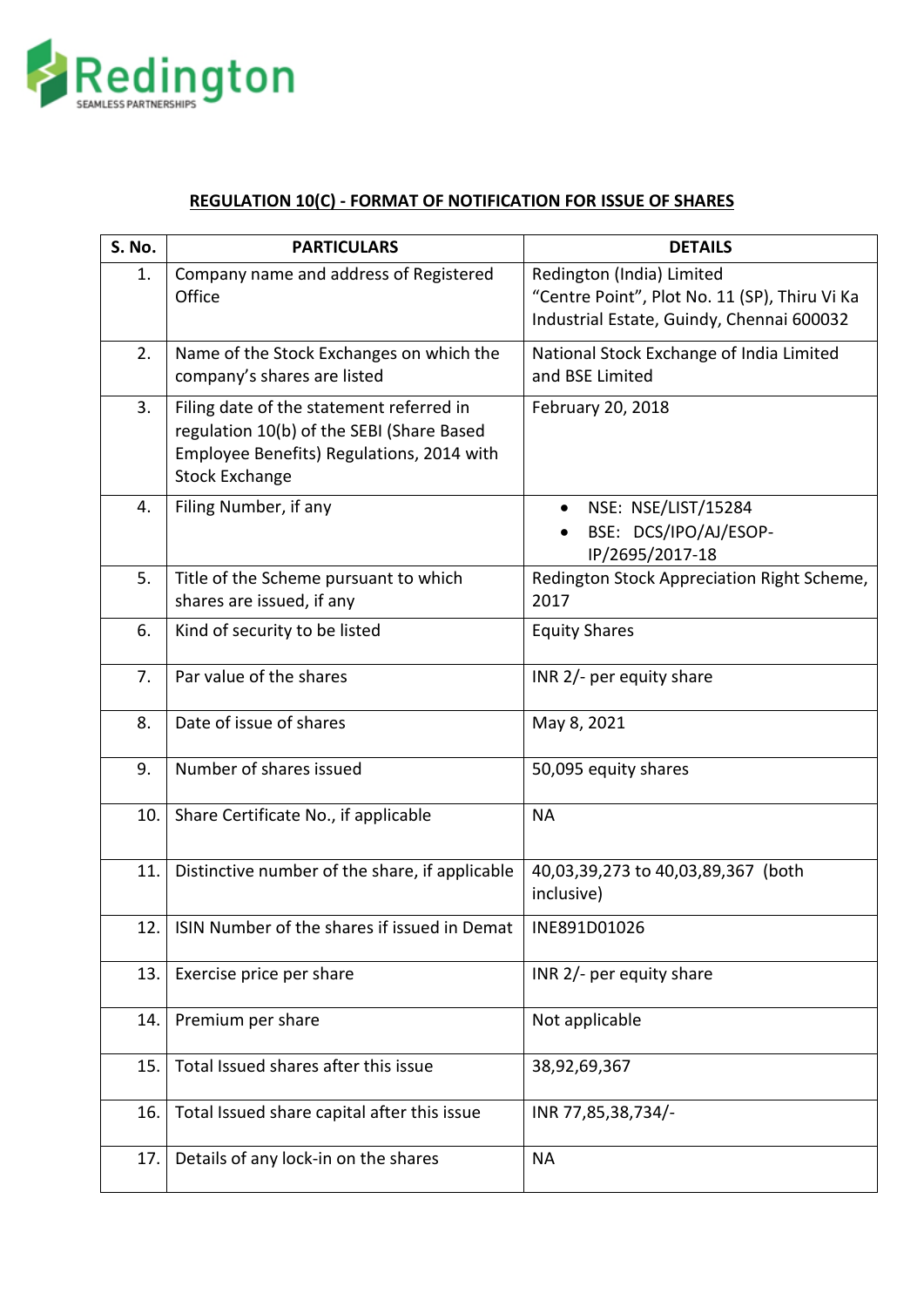Redington

SEAMLESS PARTNERSHIPS

## REGULATION 10(C) - FORMAT OF NOTIFICATION FOR ISSUE OF SHARES

| S. No. | PARTICULARS | DETAILS |
|---|---|---|
| 1. | Company name and address of Registered Office | Redington (India) Limited<br>"Centre Point", Plot No. 11 (SP), Thiru Vi Ka Industrial Estate, Guindy, Chennai 600032 |
| 2. | Name of the Stock Exchanges on which the company's shares are listed | National Stock Exchange of India Limited and BSE Limited |
| 3. | Filing date of the statement referred in regulation 10(b) of the SEBI (Share Based Employee Benefits) Regulations, 2014 with Stock Exchange | February 20, 2018 |
| 4. | Filing Number, if any | • NSE: NSE/LIST/15284<br>• BSE: DCS/IPO/AJ/ESOP-IP/2695/2017-18 |
| 5. | Title of the Scheme pursuant to which shares are issued, if any | Redington Stock Appreciation Right Scheme, 2017 |
| 6. | Kind of security to be listed | Equity Shares |
| 7. | Par value of the shares | INR 2/- per equity share |
| 8. | Date of issue of shares | May 8, 2021 |
| 9. | Number of shares issued | 50,095 equity shares |
| 10. | Share Certificate No., if applicable | NA |
| 11. | Distinctive number of the share, if applicable | 40,03,39,273 to 40,03,89,367 (both inclusive) |
| 12. | ISIN Number of the shares if issued in Demat | INE891D01026 |
| 13. | Exercise price per share | INR 2/- per equity share |
| 14. | Premium per share | Not applicable |
| 15. | Total Issued shares after this issue | 38,92,69,367 |
| 16. | Total Issued share capital after this issue | INR 77,85,38,734/- |
| 17. | Details of any lock-in on the shares | NA |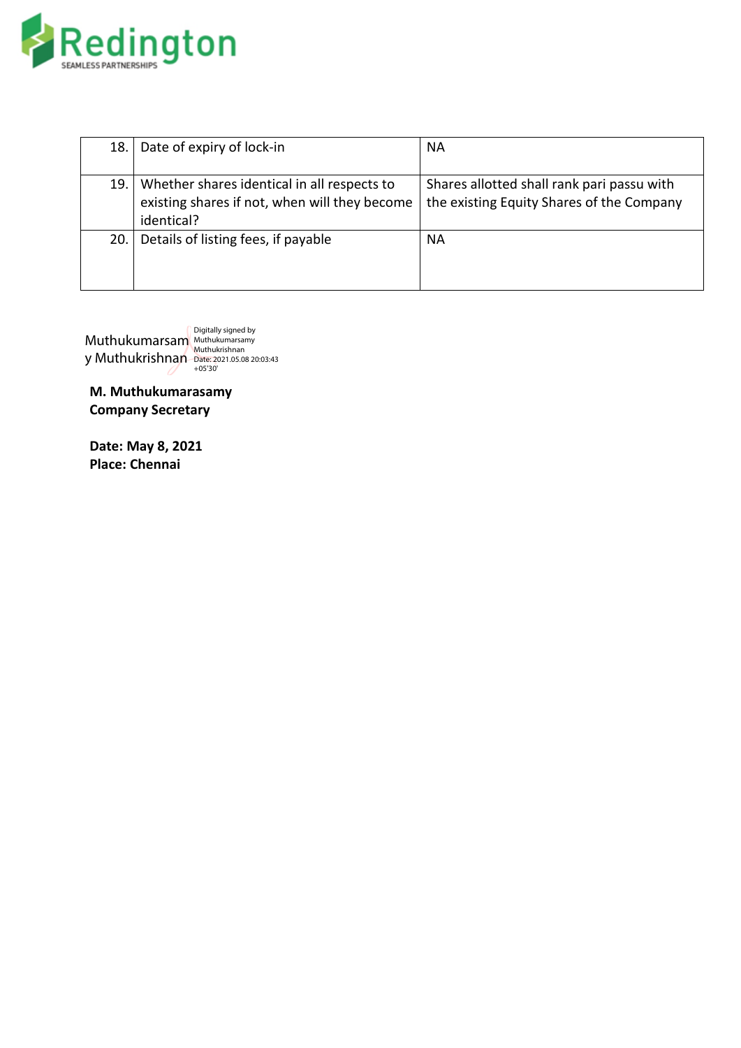| | | |
|---|---|---|
| 18. | Date of expiry of lock-in | NA |
| 19. | Whether shares identical in all respects to existing shares if not, when will they become identical? | Shares allotted shall rank pari passu with the existing Equity Shares of the Company |
| 20. | Details of listing fees, if payable | NA |

Muthukumarsam y Muthukrishnan

Digitally signed by Muthukumarsamy Muthukrishnan
Date: 2021.05.08 20:03:43 +05'30'

**M. Muthukumarasamy**
**Company Secretary**

**Date: May 8, 2021**
**Place: Chennai**